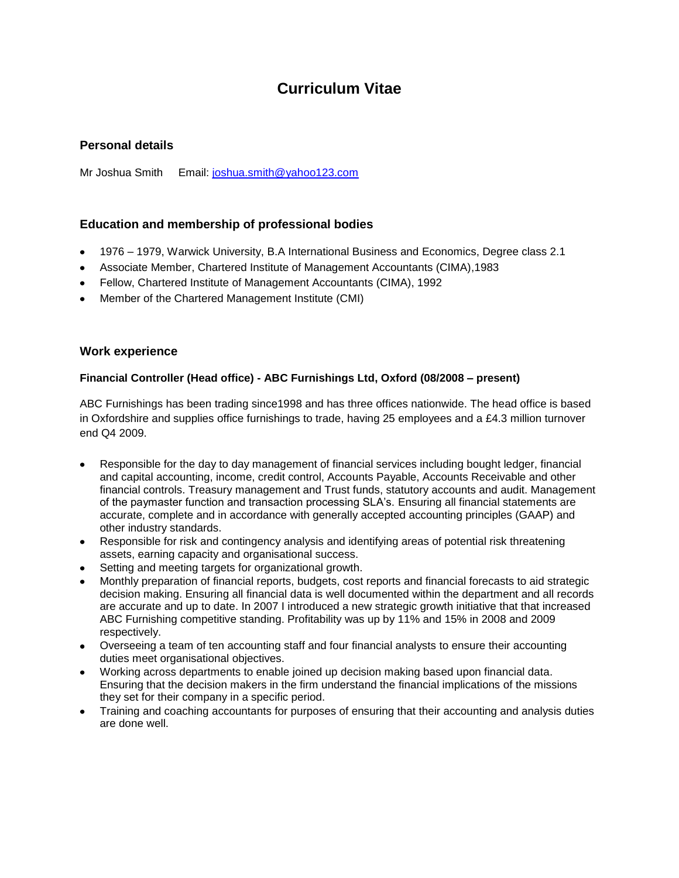# Curriculum Vitae

### Personal details

Mr Joshua Smith     Email: joshua.smith@yahoo123.com

### Education and membership of professional bodies

- 1976 – 1979, Warwick University, B.A International Business and Economics, Degree class 2.1
- Associate Member, Chartered Institute of Management Accountants (CIMA),1983
- Fellow, Chartered Institute of Management Accountants (CIMA), 1992
- Member of the Chartered Management Institute (CMI)

### Work experience

**Financial Controller (Head office) - ABC Furnishings Ltd, Oxford (08/2008 – present)**

ABC Furnishings has been trading since1998 and has three offices nationwide. The head office is based in Oxfordshire and supplies office furnishings to trade, having 25 employees and a £4.3 million turnover end Q4 2009.

- Responsible for the day to day management of financial services including bought ledger, financial and capital accounting, income, credit control, Accounts Payable, Accounts Receivable and other financial controls. Treasury management and Trust funds, statutory accounts and audit. Management of the paymaster function and transaction processing SLA's. Ensuring all financial statements are accurate, complete and in accordance with generally accepted accounting principles (GAAP) and other industry standards.
- Responsible for risk and contingency analysis and identifying areas of potential risk threatening assets, earning capacity and organisational success.
- Setting and meeting targets for organizational growth.
- Monthly preparation of financial reports, budgets, cost reports and financial forecasts to aid strategic decision making. Ensuring all financial data is well documented within the department and all records are accurate and up to date. In 2007 I introduced a new strategic growth initiative that that increased ABC Furnishing competitive standing. Profitability was up by 11% and 15% in 2008 and 2009 respectively.
- Overseeing a team of ten accounting staff and four financial analysts to ensure their accounting duties meet organisational objectives.
- Working across departments to enable joined up decision making based upon financial data. Ensuring that the decision makers in the firm understand the financial implications of the missions they set for their company in a specific period.
- Training and coaching accountants for purposes of ensuring that their accounting and analysis duties are done well.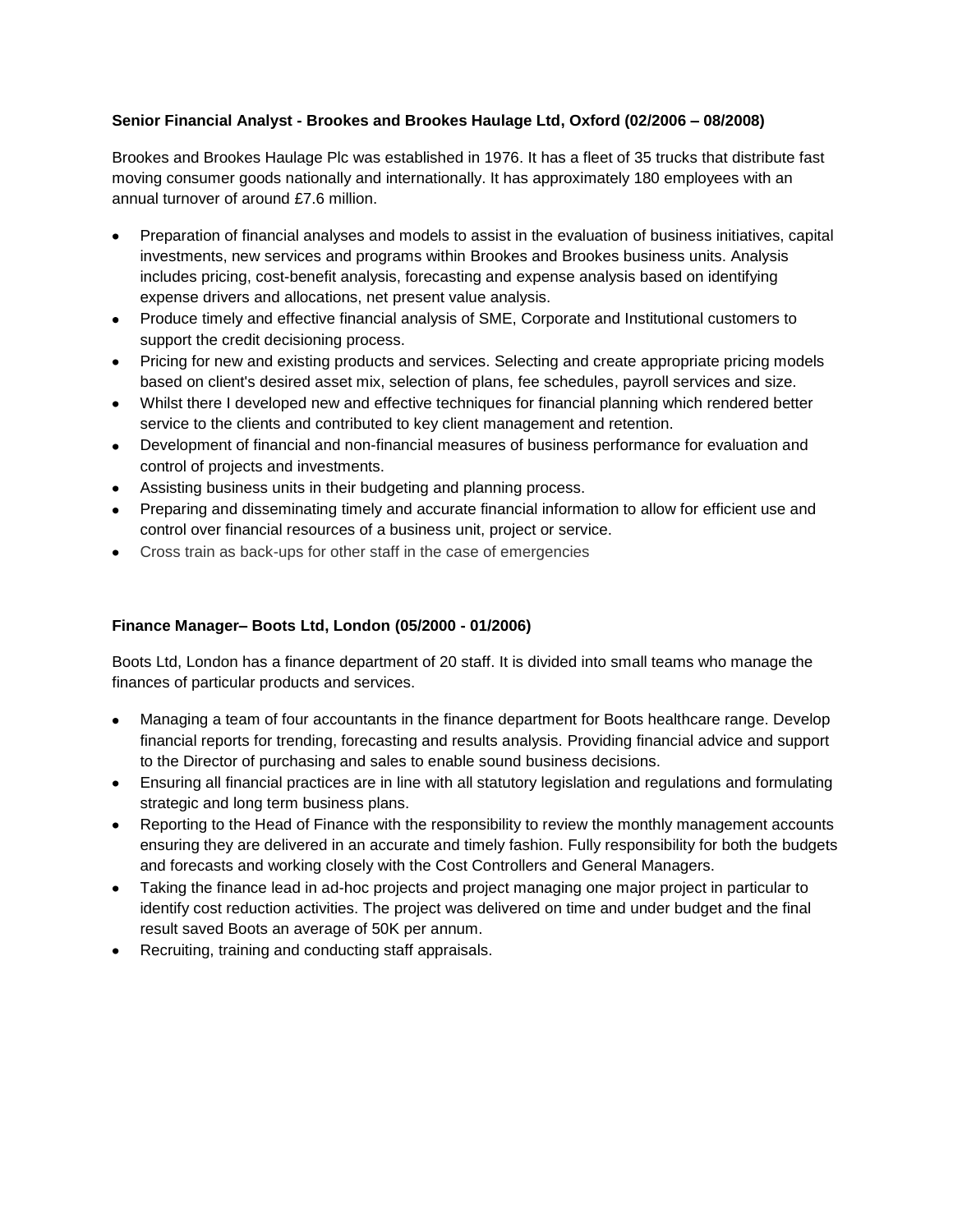**Senior Financial Analyst - Brookes and Brookes Haulage Ltd, Oxford (02/2006 – 08/2008)**

Brookes and Brookes Haulage Plc was established in 1976. It has a fleet of 35 trucks that distribute fast moving consumer goods nationally and internationally. It has approximately 180 employees with an annual turnover of around £7.6 million.

- Preparation of financial analyses and models to assist in the evaluation of business initiatives, capital investments, new services and programs within Brookes and Brookes business units. Analysis includes pricing, cost-benefit analysis, forecasting and expense analysis based on identifying expense drivers and allocations, net present value analysis.
- Produce timely and effective financial analysis of SME, Corporate and Institutional customers to support the credit decisioning process.
- Pricing for new and existing products and services. Selecting and create appropriate pricing models based on client's desired asset mix, selection of plans, fee schedules, payroll services and size.
- Whilst there I developed new and effective techniques for financial planning which rendered better service to the clients and contributed to key client management and retention.
- Development of financial and non-financial measures of business performance for evaluation and control of projects and investments.
- Assisting business units in their budgeting and planning process.
- Preparing and disseminating timely and accurate financial information to allow for efficient use and control over financial resources of a business unit, project or service.
- Cross train as back-ups for other staff in the case of emergencies

**Finance Manager– Boots Ltd, London (05/2000 - 01/2006)**

Boots Ltd, London has a finance department of 20 staff. It is divided into small teams who manage the finances of particular products and services.

- Managing a team of four accountants in the finance department for Boots healthcare range. Develop financial reports for trending, forecasting and results analysis. Providing financial advice and support to the Director of purchasing and sales to enable sound business decisions.
- Ensuring all financial practices are in line with all statutory legislation and regulations and formulating strategic and long term business plans.
- Reporting to the Head of Finance with the responsibility to review the monthly management accounts ensuring they are delivered in an accurate and timely fashion. Fully responsibility for both the budgets and forecasts and working closely with the Cost Controllers and General Managers.
- Taking the finance lead in ad-hoc projects and project managing one major project in particular to identify cost reduction activities. The project was delivered on time and under budget and the final result saved Boots an average of 50K per annum.
- Recruiting, training and conducting staff appraisals.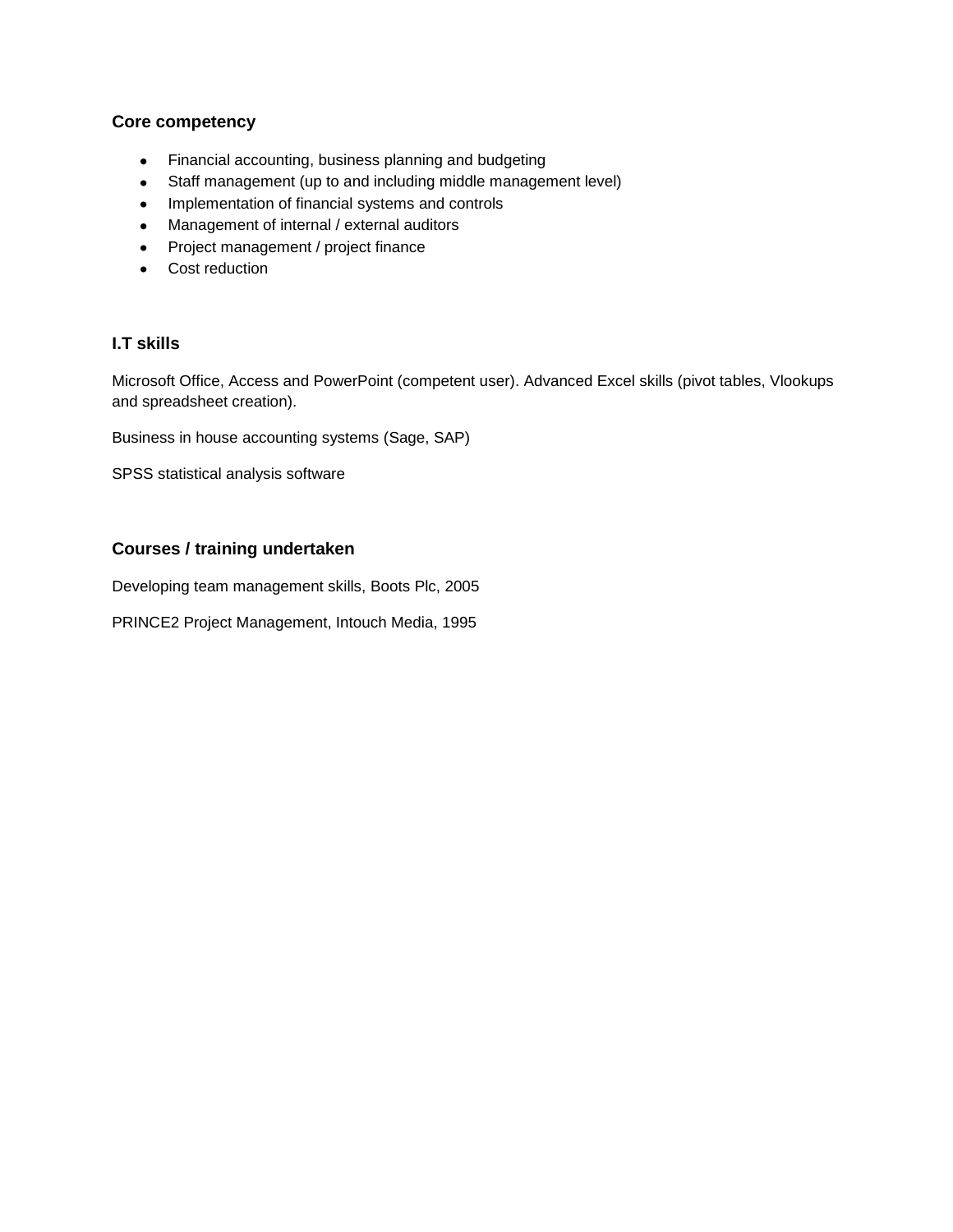### Core competency

- Financial accounting, business planning and budgeting
- Staff management (up to and including middle management level)
- Implementation of financial systems and controls
- Management of internal / external auditors
- Project management / project finance
- Cost reduction

### I.T skills

Microsoft Office, Access and PowerPoint (competent user). Advanced Excel skills (pivot tables, Vlookups and spreadsheet creation).

Business in house accounting systems (Sage, SAP)

SPSS statistical analysis software

### Courses / training undertaken

Developing team management skills, Boots Plc, 2005

PRINCE2 Project Management, Intouch Media, 1995